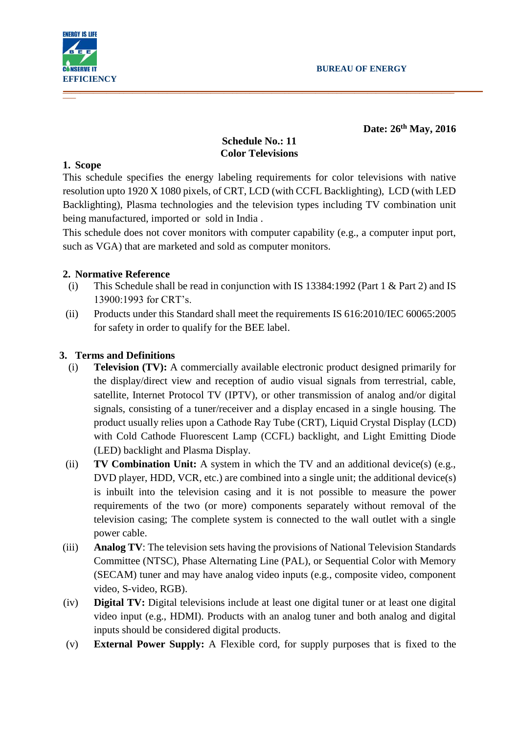ENERGY IS LIFE
CONSERVE IT

**BUREAU OF ENERGY EFFICIENCY**

**Date: 26th May, 2016**

**Schedule No.: 11**
**Color Televisions**

## 1. Scope

This schedule specifies the energy labeling requirements for color televisions with native resolution upto 1920 X 1080 pixels, of CRT, LCD (with CCFL Backlighting), LCD (with LED Backlighting), Plasma technologies and the television types including TV combination unit being manufactured, imported or sold in India .

This schedule does not cover monitors with computer capability (e.g., a computer input port, such as VGA) that are marketed and sold as computer monitors.

## 2. Normative Reference

(i) This Schedule shall be read in conjunction with IS 13384:1992 (Part 1 & Part 2) and IS 13900:1993 for CRT's.

(ii) Products under this Standard shall meet the requirements IS 616:2010/IEC 60065:2005 for safety in order to qualify for the BEE label.

## 3. Terms and Definitions

(i) **Television (TV):** A commercially available electronic product designed primarily for the display/direct view and reception of audio visual signals from terrestrial, cable, satellite, Internet Protocol TV (IPTV), or other transmission of analog and/or digital signals, consisting of a tuner/receiver and a display encased in a single housing. The product usually relies upon a Cathode Ray Tube (CRT), Liquid Crystal Display (LCD) with Cold Cathode Fluorescent Lamp (CCFL) backlight, and Light Emitting Diode (LED) backlight and Plasma Display.

(ii) **TV Combination Unit:** A system in which the TV and an additional device(s) (e.g., DVD player, HDD, VCR, etc.) are combined into a single unit; the additional device(s) is inbuilt into the television casing and it is not possible to measure the power requirements of the two (or more) components separately without removal of the television casing; The complete system is connected to the wall outlet with a single power cable.

(iii) **Analog TV**: The television sets having the provisions of National Television Standards Committee (NTSC), Phase Alternating Line (PAL), or Sequential Color with Memory (SECAM) tuner and may have analog video inputs (e.g., composite video, component video, S-video, RGB).

(iv) **Digital TV:** Digital televisions include at least one digital tuner or at least one digital video input (e.g., HDMI). Products with an analog tuner and both analog and digital inputs should be considered digital products.

(v) **External Power Supply:** A Flexible cord, for supply purposes that is fixed to the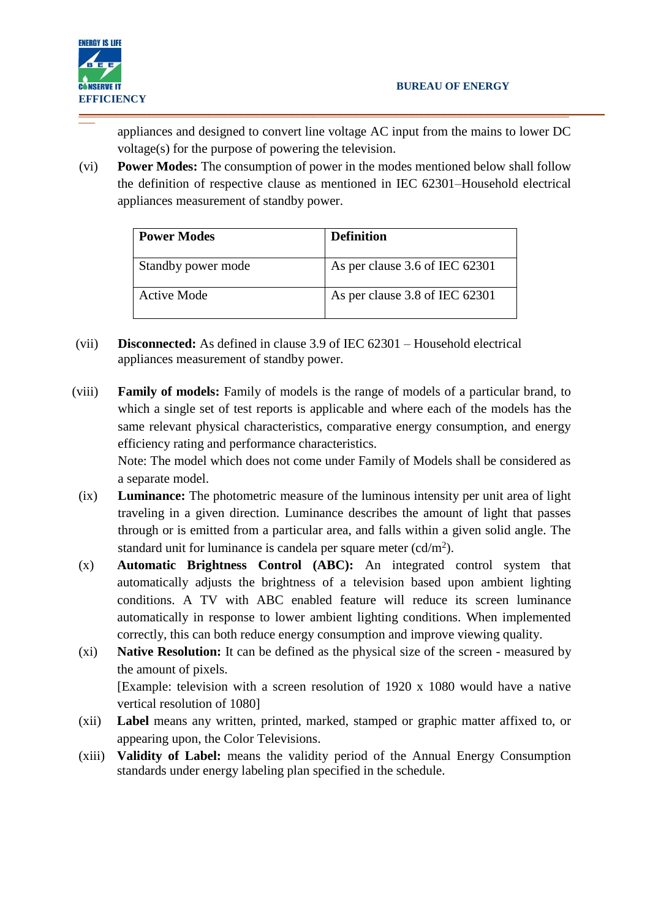appliances and designed to convert line voltage AC input from the mains to lower DC voltage(s) for the purpose of powering the television.

(vi) **Power Modes:** The consumption of power in the modes mentioned below shall follow the definition of respective clause as mentioned in IEC 62301–Household electrical appliances measurement of standby power.

| Power Modes | Definition |
|---|---|
| Standby power mode | As per clause 3.6 of IEC 62301 |
| Active Mode | As per clause 3.8 of IEC 62301 |

(vii) **Disconnected:** As defined in clause 3.9 of IEC 62301 – Household electrical appliances measurement of standby power.

(viii) **Family of models:** Family of models is the range of models of a particular brand, to which a single set of test reports is applicable and where each of the models has the same relevant physical characteristics, comparative energy consumption, and energy efficiency rating and performance characteristics.
Note: The model which does not come under Family of Models shall be considered as a separate model.

(ix) **Luminance:** The photometric measure of the luminous intensity per unit area of light traveling in a given direction. Luminance describes the amount of light that passes through or is emitted from a particular area, and falls within a given solid angle. The standard unit for luminance is candela per square meter ($cd/m^2$).

(x) **Automatic Brightness Control (ABC):** An integrated control system that automatically adjusts the brightness of a television based upon ambient lighting conditions. A TV with ABC enabled feature will reduce its screen luminance automatically in response to lower ambient lighting conditions. When implemented correctly, this can both reduce energy consumption and improve viewing quality.

(xi) **Native Resolution:** It can be defined as the physical size of the screen - measured by the amount of pixels.
[Example: television with a screen resolution of 1920 x 1080 would have a native vertical resolution of 1080]

(xii) **Label** means any written, printed, marked, stamped or graphic matter affixed to, or appearing upon, the Color Televisions.

(xiii) **Validity of Label:** means the validity period of the Annual Energy Consumption standards under energy labeling plan specified in the schedule.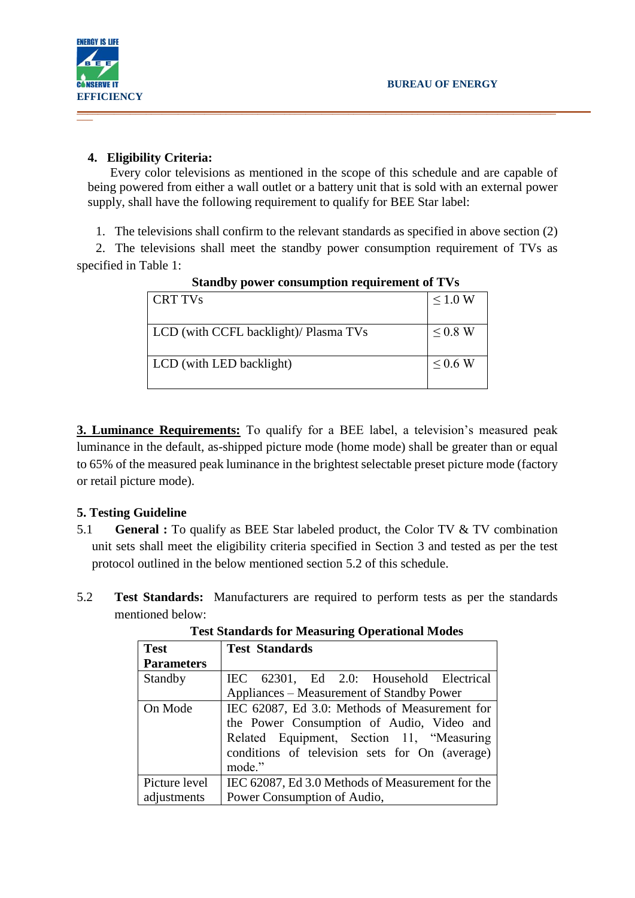## 4. Eligibility Criteria:

Every color televisions as mentioned in the scope of this schedule and are capable of being powered from either a wall outlet or a battery unit that is sold with an external power supply, shall have the following requirement to qualify for BEE Star label:

1. The televisions shall confirm to the relevant standards as specified in above section (2)
2. The televisions shall meet the standby power consumption requirement of TVs as specified in Table 1:

**Standby power consumption requirement of TVs**

| | |
|---|---|
| CRT TVs | ≤ 1.0 W |
| LCD (with CCFL backlight)/ Plasma TVs | ≤ 0.8 W |
| LCD (with LED backlight) | ≤ 0.6 W |

**3. Luminance Requirements:** To qualify for a BEE label, a television's measured peak luminance in the default, as-shipped picture mode (home mode) shall be greater than or equal to 65% of the measured peak luminance in the brightest selectable preset picture mode (factory or retail picture mode).

## 5. Testing Guideline

5.1 **General :** To qualify as BEE Star labeled product, the Color TV & TV combination unit sets shall meet the eligibility criteria specified in Section 3 and tested as per the test protocol outlined in the below mentioned section 5.2 of this schedule.

5.2 **Test Standards:** Manufacturers are required to perform tests as per the standards mentioned below:

**Test Standards for Measuring Operational Modes**

| Test Parameters | Test Standards |
|---|---|
| Standby | IEC 62301, Ed 2.0: Household Electrical Appliances – Measurement of Standby Power |
| On Mode | IEC 62087, Ed 3.0: Methods of Measurement for the Power Consumption of Audio, Video and Related Equipment, Section 11, "Measuring conditions of television sets for On (average) mode." |
| Picture level adjustments | IEC 62087, Ed 3.0 Methods of Measurement for the Power Consumption of Audio, |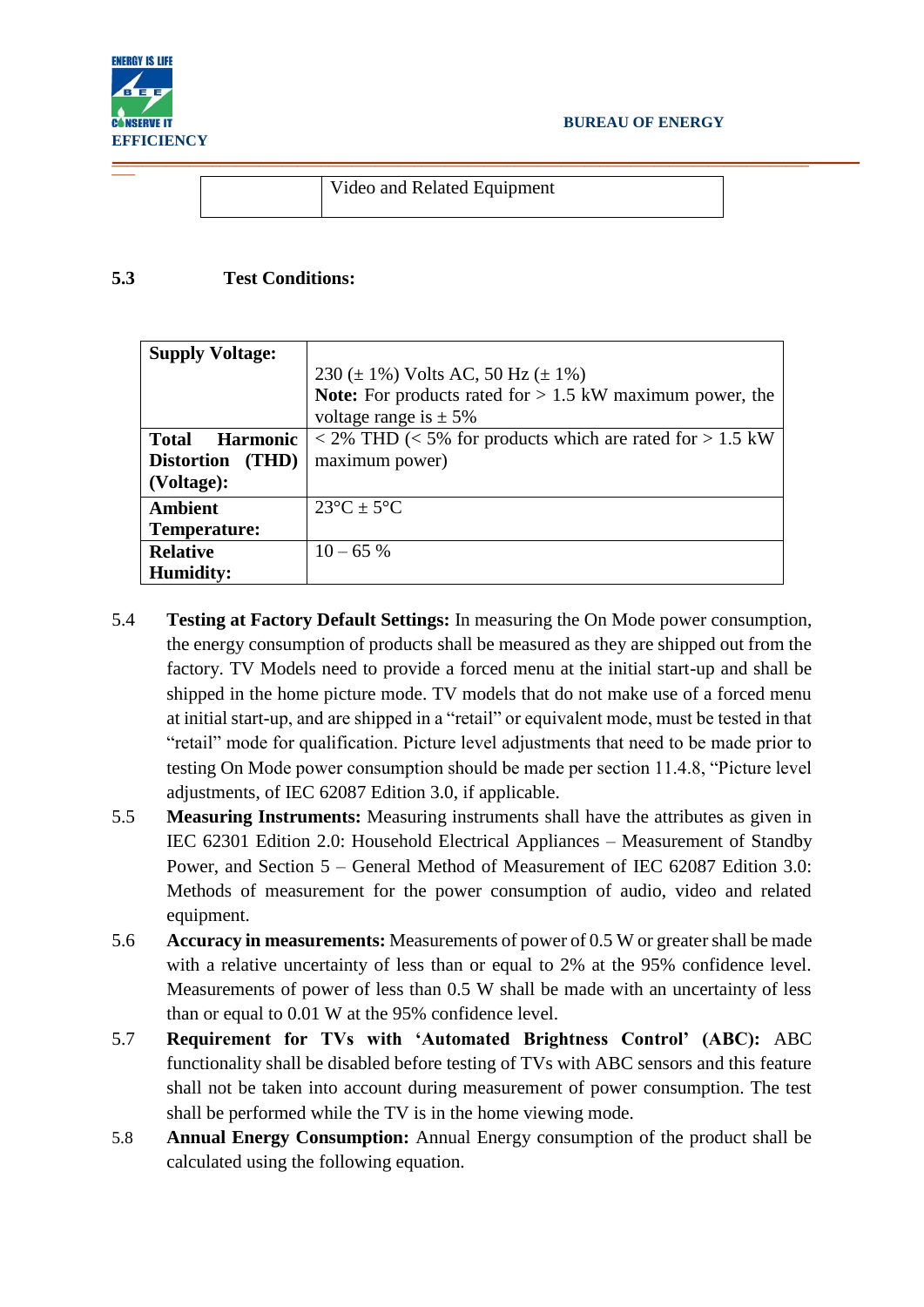| | Video and Related Equipment |
|---|---|

**5.3 Test Conditions:**

| **Supply Voltage:** | 230 (± 1%) Volts AC, 50 Hz (± 1%) **Note:** For products rated for > 1.5 kW maximum power, the voltage range is ± 5% |
|---|---|
| **Total Harmonic Distortion (THD) (Voltage):** | < 2% THD (< 5% for products which are rated for > 1.5 kW maximum power) |
| **Ambient Temperature:** | 23°C ± 5°C |
| **Relative Humidity:** | 10 – 65 % |

5.4 **Testing at Factory Default Settings:** In measuring the On Mode power consumption, the energy consumption of products shall be measured as they are shipped out from the factory. TV Models need to provide a forced menu at the initial start-up and shall be shipped in the home picture mode. TV models that do not make use of a forced menu at initial start-up, and are shipped in a "retail" or equivalent mode, must be tested in that "retail" mode for qualification. Picture level adjustments that need to be made prior to testing On Mode power consumption should be made per section 11.4.8, "Picture level adjustments, of IEC 62087 Edition 3.0, if applicable.

5.5 **Measuring Instruments:** Measuring instruments shall have the attributes as given in IEC 62301 Edition 2.0: Household Electrical Appliances – Measurement of Standby Power, and Section 5 – General Method of Measurement of IEC 62087 Edition 3.0: Methods of measurement for the power consumption of audio, video and related equipment.

5.6 **Accuracy in measurements:** Measurements of power of 0.5 W or greater shall be made with a relative uncertainty of less than or equal to 2% at the 95% confidence level. Measurements of power of less than 0.5 W shall be made with an uncertainty of less than or equal to 0.01 W at the 95% confidence level.

5.7 **Requirement for TVs with 'Automated Brightness Control' (ABC):** ABC functionality shall be disabled before testing of TVs with ABC sensors and this feature shall not be taken into account during measurement of power consumption. The test shall be performed while the TV is in the home viewing mode.

5.8 **Annual Energy Consumption:** Annual Energy consumption of the product shall be calculated using the following equation.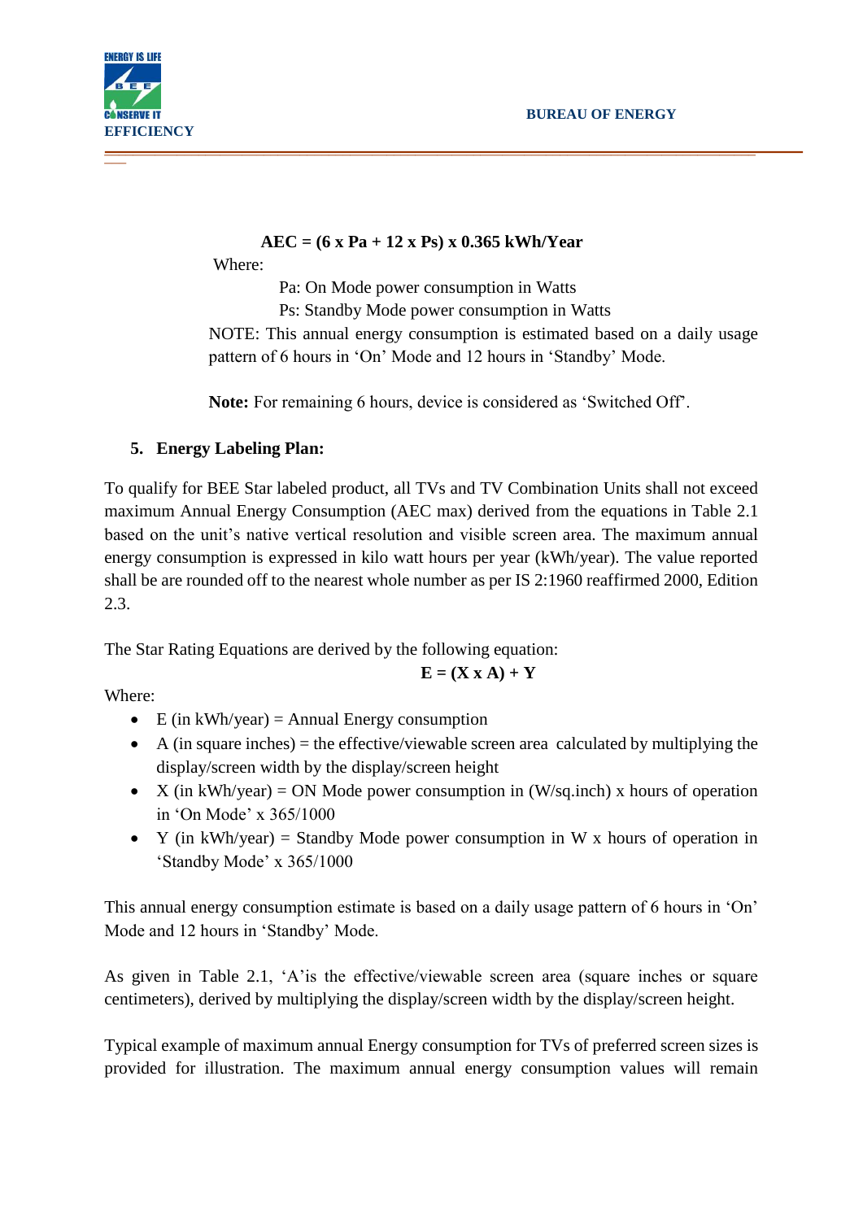**AEC = (6 x Pa + 12 x Ps) x 0.365 kWh/Year**

Where:

Pa: On Mode power consumption in Watts

Ps: Standby Mode power consumption in Watts

NOTE: This annual energy consumption is estimated based on a daily usage pattern of 6 hours in 'On' Mode and 12 hours in 'Standby' Mode.

**Note:** For remaining 6 hours, device is considered as 'Switched Off'.

## 5. Energy Labeling Plan:

To qualify for BEE Star labeled product, all TVs and TV Combination Units shall not exceed maximum Annual Energy Consumption (AEC max) derived from the equations in Table 2.1 based on the unit's native vertical resolution and visible screen area. The maximum annual energy consumption is expressed in kilo watt hours per year (kWh/year). The value reported shall be are rounded off to the nearest whole number as per IS 2:1960 reaffirmed 2000, Edition 2.3.

The Star Rating Equations are derived by the following equation:

$$E = (X \times A) + Y$$

Where:

- E (in kWh/year) = Annual Energy consumption
- A (in square inches) = the effective/viewable screen area calculated by multiplying the display/screen width by the display/screen height
- X (in kWh/year) = ON Mode power consumption in (W/sq.inch) x hours of operation in 'On Mode' x 365/1000
- Y (in kWh/year) = Standby Mode power consumption in W x hours of operation in 'Standby Mode' x 365/1000

This annual energy consumption estimate is based on a daily usage pattern of 6 hours in 'On' Mode and 12 hours in 'Standby' Mode.

As given in Table 2.1, 'A'is the effective/viewable screen area (square inches or square centimeters), derived by multiplying the display/screen width by the display/screen height.

Typical example of maximum annual Energy consumption for TVs of preferred screen sizes is provided for illustration. The maximum annual energy consumption values will remain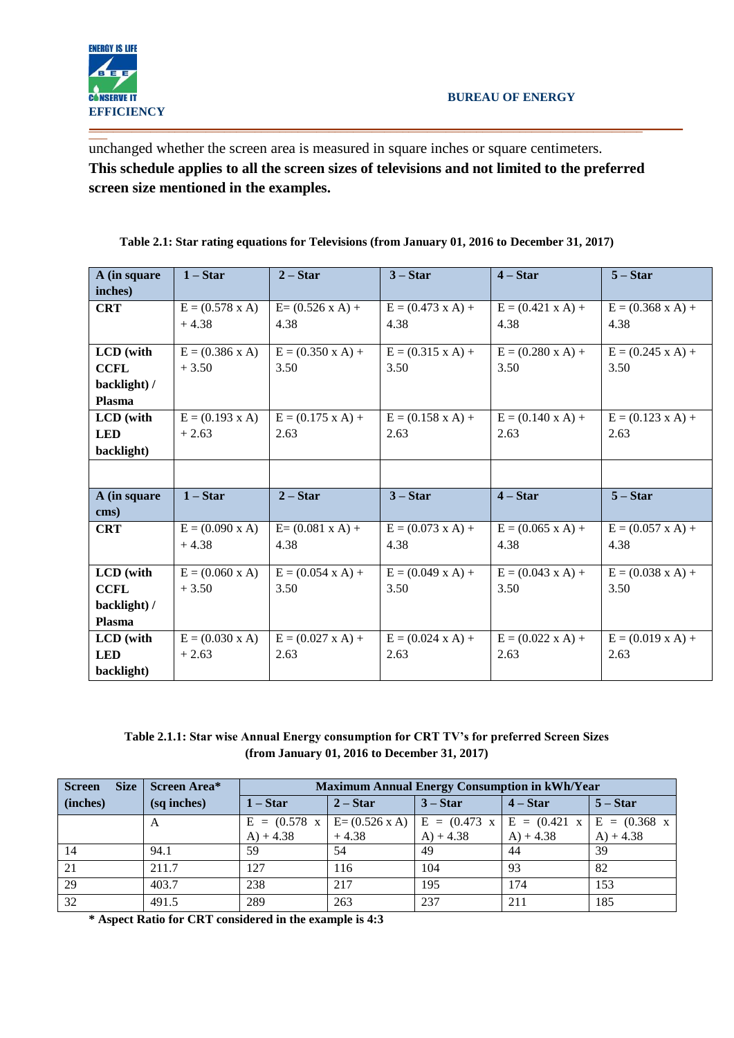unchanged whether the screen area is measured in square inches or square centimeters.

**This schedule applies to all the screen sizes of televisions and not limited to the preferred screen size mentioned in the examples.**

**Table 2.1: Star rating equations for Televisions (from January 01, 2016 to December 31, 2017)**

| A (in square inches) | 1 – Star | 2 – Star | 3 – Star | 4 – Star | 5 – Star |
|---|---|---|---|---|---|
| **CRT** | E = (0.578 x A) + 4.38 | E= (0.526 x A) + 4.38 | E = (0.473 x A) + 4.38 | E = (0.421 x A) + 4.38 | E = (0.368 x A) + 4.38 |
| **LCD (with CCFL backlight) / Plasma** | E = (0.386 x A) + 3.50 | E = (0.350 x A) + 3.50 | E = (0.315 x A) + 3.50 | E = (0.280 x A) + 3.50 | E = (0.245 x A) + 3.50 |
| **LCD (with LED backlight)** | E = (0.193 x A) + 2.63 | E = (0.175 x A) + 2.63 | E = (0.158 x A) + 2.63 | E = (0.140 x A) + 2.63 | E = (0.123 x A) + 2.63 |
| | | | | | |
| **A (in square cms)** | **1 – Star** | **2 – Star** | **3 – Star** | **4 – Star** | **5 – Star** |
| **CRT** | E = (0.090 x A) + 4.38 | E= (0.081 x A) + 4.38 | E = (0.073 x A) + 4.38 | E = (0.065 x A) + 4.38 | E = (0.057 x A) + 4.38 |
| **LCD (with CCFL backlight) / Plasma** | E = (0.060 x A) + 3.50 | E = (0.054 x A) + 3.50 | E = (0.049 x A) + 3.50 | E = (0.043 x A) + 3.50 | E = (0.038 x A) + 3.50 |
| **LCD (with LED backlight)** | E = (0.030 x A) + 2.63 | E = (0.027 x A) + 2.63 | E = (0.024 x A) + 2.63 | E = (0.022 x A) + 2.63 | E = (0.019 x A) + 2.63 |

**Table 2.1.1: Star wise Annual Energy consumption for CRT TV's for preferred Screen Sizes (from January 01, 2016 to December 31, 2017)**

| Screen Size (inches) | Screen Area* (sq inches) | Maximum Annual Energy Consumption in kWh/Year | | | | |
|---|---|---|---|---|---|---|
| | | 1 – Star | 2 – Star | 3 – Star | 4 – Star | 5 – Star |
| | A | E = (0.578 x A) + 4.38 | E= (0.526 x A) + 4.38 | E = (0.473 x A) + 4.38 | E = (0.421 x A) + 4.38 | E = (0.368 x A) + 4.38 |
| 14 | 94.1 | 59 | 54 | 49 | 44 | 39 |
| 21 | 211.7 | 127 | 116 | 104 | 93 | 82 |
| 29 | 403.7 | 238 | 217 | 195 | 174 | 153 |
| 32 | 491.5 | 289 | 263 | 237 | 211 | 185 |

**\* Aspect Ratio for CRT considered in the example is 4:3**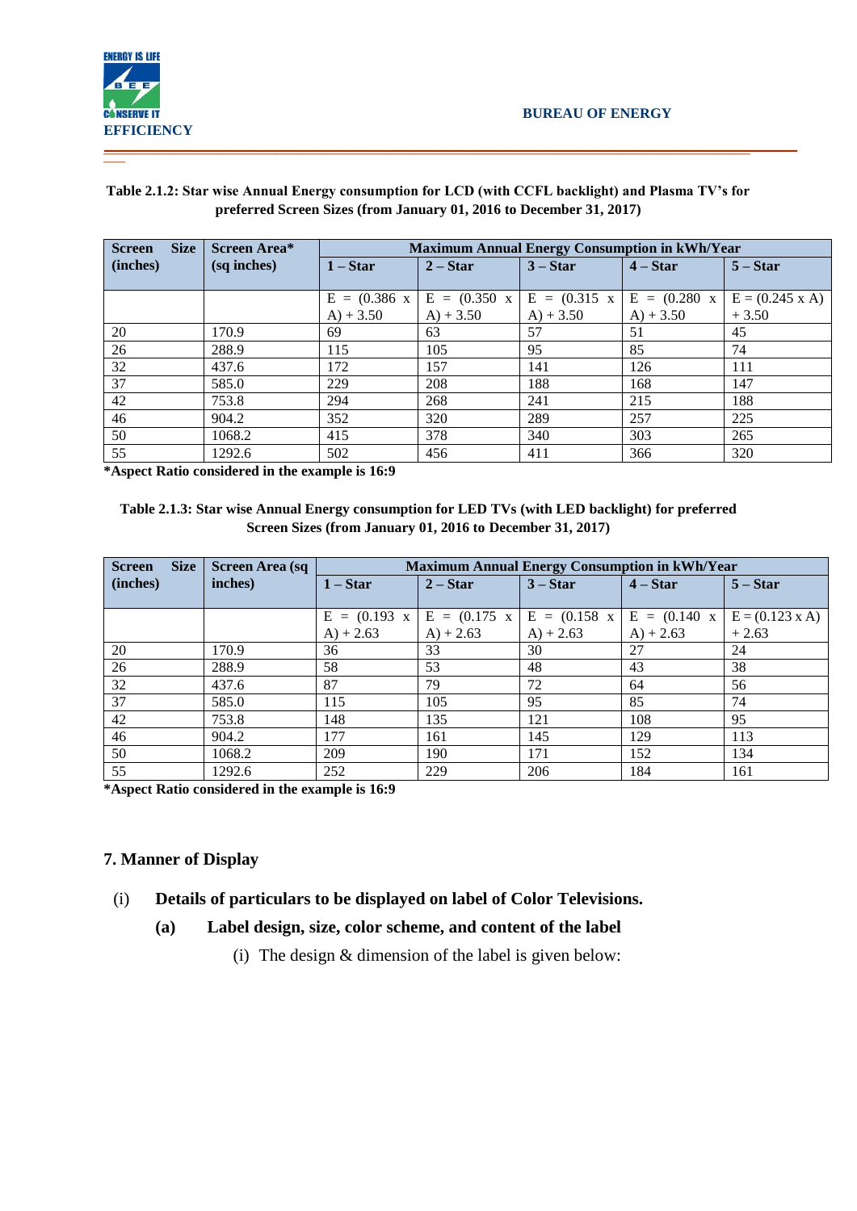**Table 2.1.2: Star wise Annual Energy consumption for LCD (with CCFL backlight) and Plasma TV's for preferred Screen Sizes (from January 01, 2016 to December 31, 2017)**

| Screen Size (inches) | Screen Area* (sq inches) | Maximum Annual Energy Consumption in kWh/Year | | | | |
|---|---|---|---|---|---|---|
| | | 1 – Star | 2 – Star | 3 – Star | 4 – Star | 5 – Star |
| | | E = (0.386 x A) + 3.50 | E = (0.350 x A) + 3.50 | E = (0.315 x A) + 3.50 | E = (0.280 x A) + 3.50 | E = (0.245 x A) + 3.50 |
| 20 | 170.9 | 69 | 63 | 57 | 51 | 45 |
| 26 | 288.9 | 115 | 105 | 95 | 85 | 74 |
| 32 | 437.6 | 172 | 157 | 141 | 126 | 111 |
| 37 | 585.0 | 229 | 208 | 188 | 168 | 147 |
| 42 | 753.8 | 294 | 268 | 241 | 215 | 188 |
| 46 | 904.2 | 352 | 320 | 289 | 257 | 225 |
| 50 | 1068.2 | 415 | 378 | 340 | 303 | 265 |
| 55 | 1292.6 | 502 | 456 | 411 | 366 | 320 |

***Aspect Ratio considered in the example is 16:9**

**Table 2.1.3: Star wise Annual Energy consumption for LED TVs (with LED backlight) for preferred Screen Sizes (from January 01, 2016 to December 31, 2017)**

| Screen Size (inches) | Screen Area (sq inches) | Maximum Annual Energy Consumption in kWh/Year | | | | |
|---|---|---|---|---|---|---|
| | | 1 – Star | 2 – Star | 3 – Star | 4 – Star | 5 – Star |
| | | E = (0.193 x A) + 2.63 | E = (0.175 x A) + 2.63 | E = (0.158 x A) + 2.63 | E = (0.140 x A) + 2.63 | E = (0.123 x A) + 2.63 |
| 20 | 170.9 | 36 | 33 | 30 | 27 | 24 |
| 26 | 288.9 | 58 | 53 | 48 | 43 | 38 |
| 32 | 437.6 | 87 | 79 | 72 | 64 | 56 |
| 37 | 585.0 | 115 | 105 | 95 | 85 | 74 |
| 42 | 753.8 | 148 | 135 | 121 | 108 | 95 |
| 46 | 904.2 | 177 | 161 | 145 | 129 | 113 |
| 50 | 1068.2 | 209 | 190 | 171 | 152 | 134 |
| 55 | 1292.6 | 252 | 229 | 206 | 184 | 161 |

***Aspect Ratio considered in the example is 16:9**

## 7. Manner of Display

(i) **Details of particulars to be displayed on label of Color Televisions.**

**(a) Label design, size, color scheme, and content of the label**

(i) The design & dimension of the label is given below: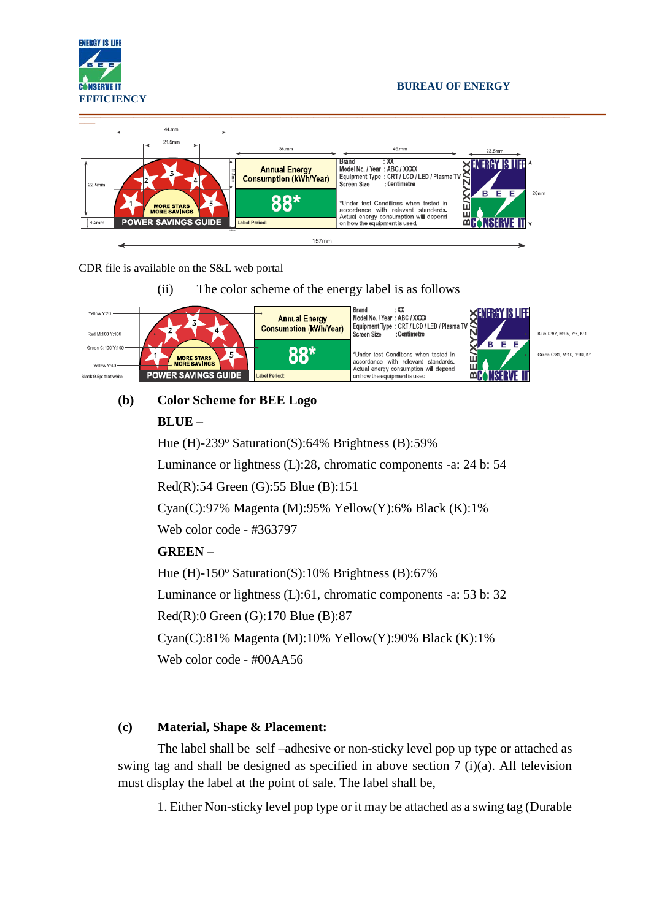CDR file is available on the S&L web portal

(ii) The color scheme of the energy label is as follows

**(b) Color Scheme for BEE Logo**

**BLUE –**

Hue (H)-239º Saturation(S):64% Brightness (B):59%

Luminance or lightness (L):28, chromatic components -a: 24 b: 54

Red(R):54 Green (G):55 Blue (B):151

Cyan(C):97% Magenta (M):95% Yellow(Y):6% Black (K):1%

Web color code - #363797

**GREEN –**

Hue (H)-150º Saturation(S):10% Brightness (B):67%

Luminance or lightness (L):61, chromatic components -a: 53 b: 32

Red(R):0 Green (G):170 Blue (B):87

Cyan(C):81% Magenta (M):10% Yellow(Y):90% Black (K):1%

Web color code - #00AA56

**(c) Material, Shape & Placement:**

The label shall be self –adhesive or non-sticky level pop up type or attached as swing tag and shall be designed as specified in above section 7 (i)(a). All television must display the label at the point of sale. The label shall be,

1. Either Non-sticky level pop type or it may be attached as a swing tag (Durable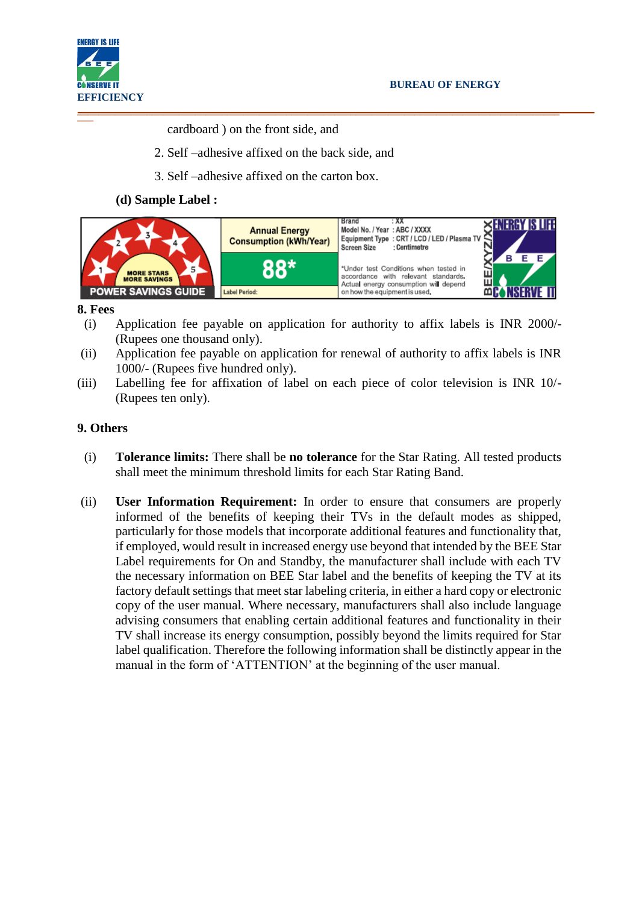cardboard ) on the front side, and

2. Self –adhesive affixed on the back side, and

3. Self –adhesive affixed on the carton box.

**(d) Sample Label :**

**8. Fees**

(i) Application fee payable on application for authority to affix labels is INR 2000/- (Rupees one thousand only).

(ii) Application fee payable on application for renewal of authority to affix labels is INR 1000/- (Rupees five hundred only).

(iii) Labelling fee for affixation of label on each piece of color television is INR 10/- (Rupees ten only).

**9. Others**

(i) **Tolerance limits:** There shall be **no tolerance** for the Star Rating. All tested products shall meet the minimum threshold limits for each Star Rating Band.

(ii) **User Information Requirement:** In order to ensure that consumers are properly informed of the benefits of keeping their TVs in the default modes as shipped, particularly for those models that incorporate additional features and functionality that, if employed, would result in increased energy use beyond that intended by the BEE Star Label requirements for On and Standby, the manufacturer shall include with each TV the necessary information on BEE Star label and the benefits of keeping the TV at its factory default settings that meet star labeling criteria, in either a hard copy or electronic copy of the user manual. Where necessary, manufacturers shall also include language advising consumers that enabling certain additional features and functionality in their TV shall increase its energy consumption, possibly beyond the limits required for Star label qualification. Therefore the following information shall be distinctly appear in the manual in the form of 'ATTENTION' at the beginning of the user manual.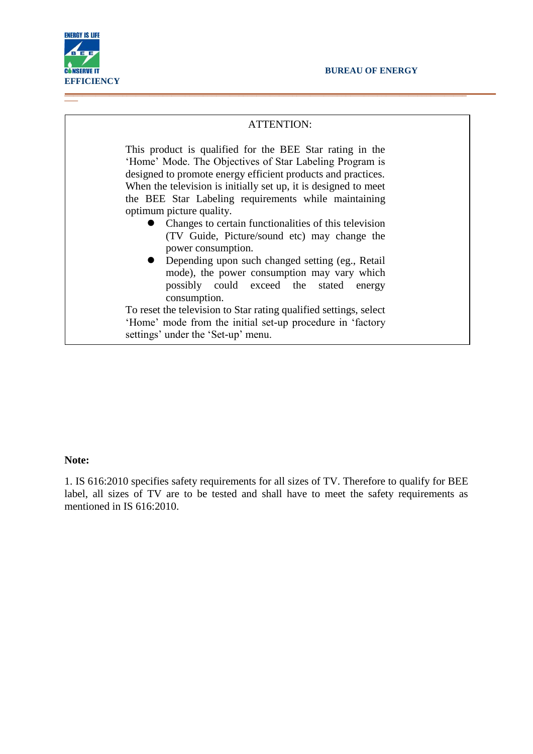ATTENTION:

This product is qualified for the BEE Star rating in the 'Home' Mode. The Objectives of Star Labeling Program is designed to promote energy efficient products and practices. When the television is initially set up, it is designed to meet the BEE Star Labeling requirements while maintaining optimum picture quality.

- Changes to certain functionalities of this television (TV Guide, Picture/sound etc) may change the power consumption.
- Depending upon such changed setting (eg., Retail mode), the power consumption may vary which possibly could exceed the stated energy consumption.

To reset the television to Star rating qualified settings, select 'Home' mode from the initial set-up procedure in 'factory settings' under the 'Set-up' menu.

**Note:**

1. IS 616:2010 specifies safety requirements for all sizes of TV. Therefore to qualify for BEE label, all sizes of TV are to be tested and shall have to meet the safety requirements as mentioned in IS 616:2010.